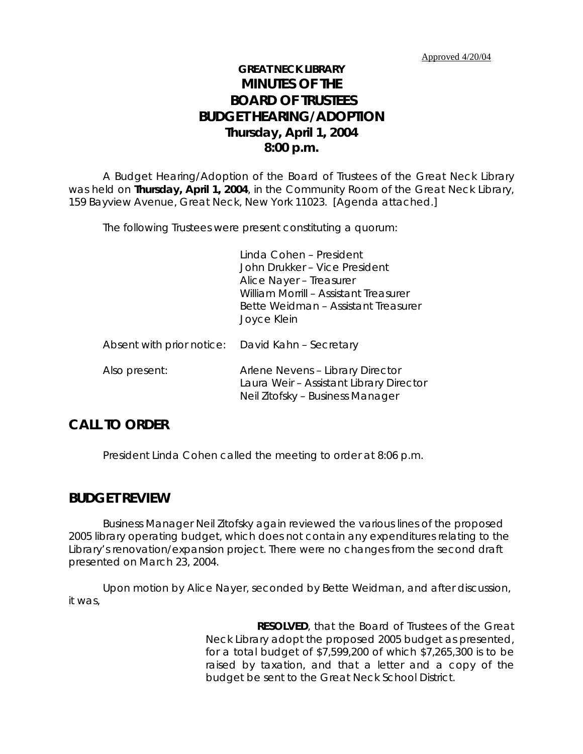Approved 4/20/04

# GREAT NECK LIBRARY
# MINUTES OF THE
# BOARD OF TRUSTEES
# BUDGET HEARING/ADOPTION
## Thursday, April 1, 2004
## 8:00 p.m.

A Budget Hearing/Adoption of the Board of Trustees of the Great Neck Library was held on **Thursday, April 1, 2004**, in the Community Room of the Great Neck Library, 159 Bayview Avenue, Great Neck, New York 11023. [Agenda attached.]

The following Trustees were present constituting a quorum:

Linda Cohen – President
John Drukker – Vice President
Alice Nayer – Treasurer
William Morrill – Assistant Treasurer
Bette Weidman – Assistant Treasurer
Joyce Klein

Absent with prior notice: David Kahn – Secretary

Also present: Arlene Nevens – Library Director
Laura Weir – Assistant Library Director
Neil Zitofsky – Business Manager

## CALL TO ORDER

President Linda Cohen called the meeting to order at 8:06 p.m.

## BUDGET REVIEW

Business Manager Neil Zitofsky again reviewed the various lines of the proposed 2005 library operating budget, which does not contain any expenditures relating to the Library's renovation/expansion project. There were no changes from the second draft presented on March 23, 2004.

Upon motion by Alice Nayer, seconded by Bette Weidman, and after discussion, it was,

> **RESOLVED**, that the Board of Trustees of the Great Neck Library adopt the proposed 2005 budget as presented, for a total budget of $7,599,200 of which $7,265,300 is to be raised by taxation, and that a letter and a copy of the budget be sent to the Great Neck School District.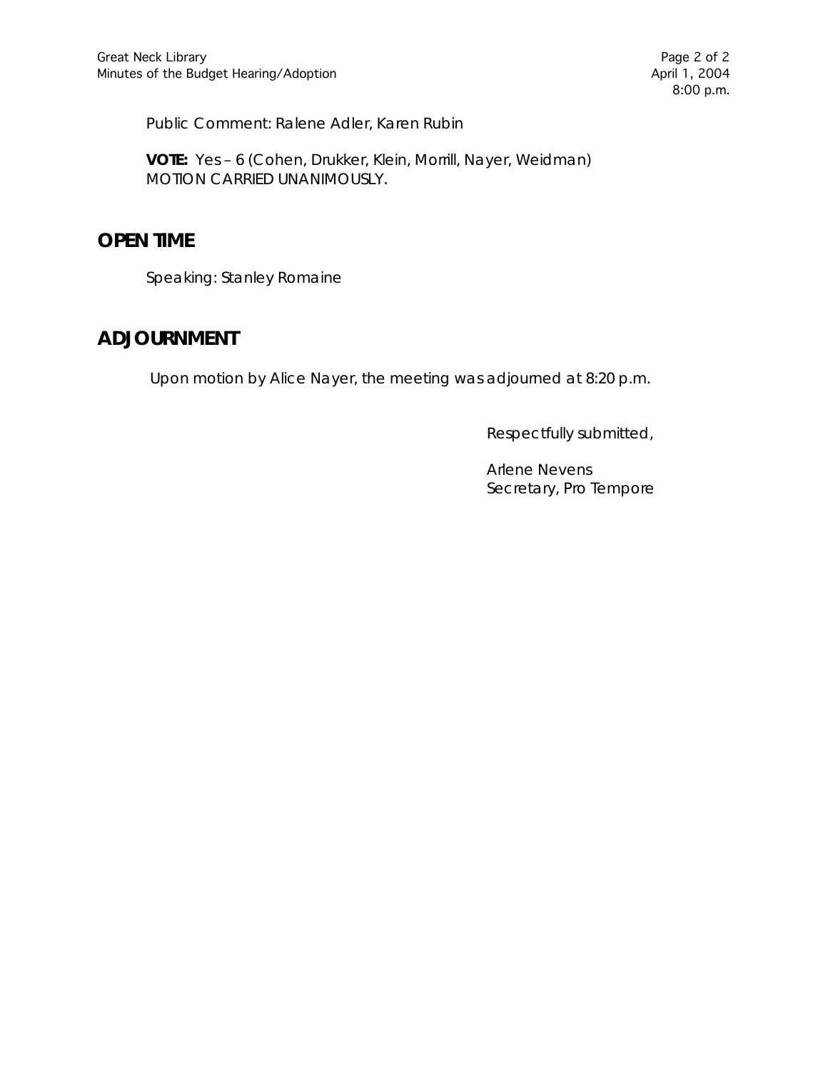Public Comment: Ralene Adler, Karen Rubin

**VOTE:** Yes – 6 (Cohen, Drukker, Klein, Morrill, Nayer, Weidman)
MOTION CARRIED UNANIMOUSLY.

## OPEN TIME

Speaking: Stanley Romaine

## ADJOURNMENT

Upon motion by Alice Nayer, the meeting was adjourned at 8:20 p.m.

Respectfully submitted,

Arlene Nevens
Secretary, Pro Tempore